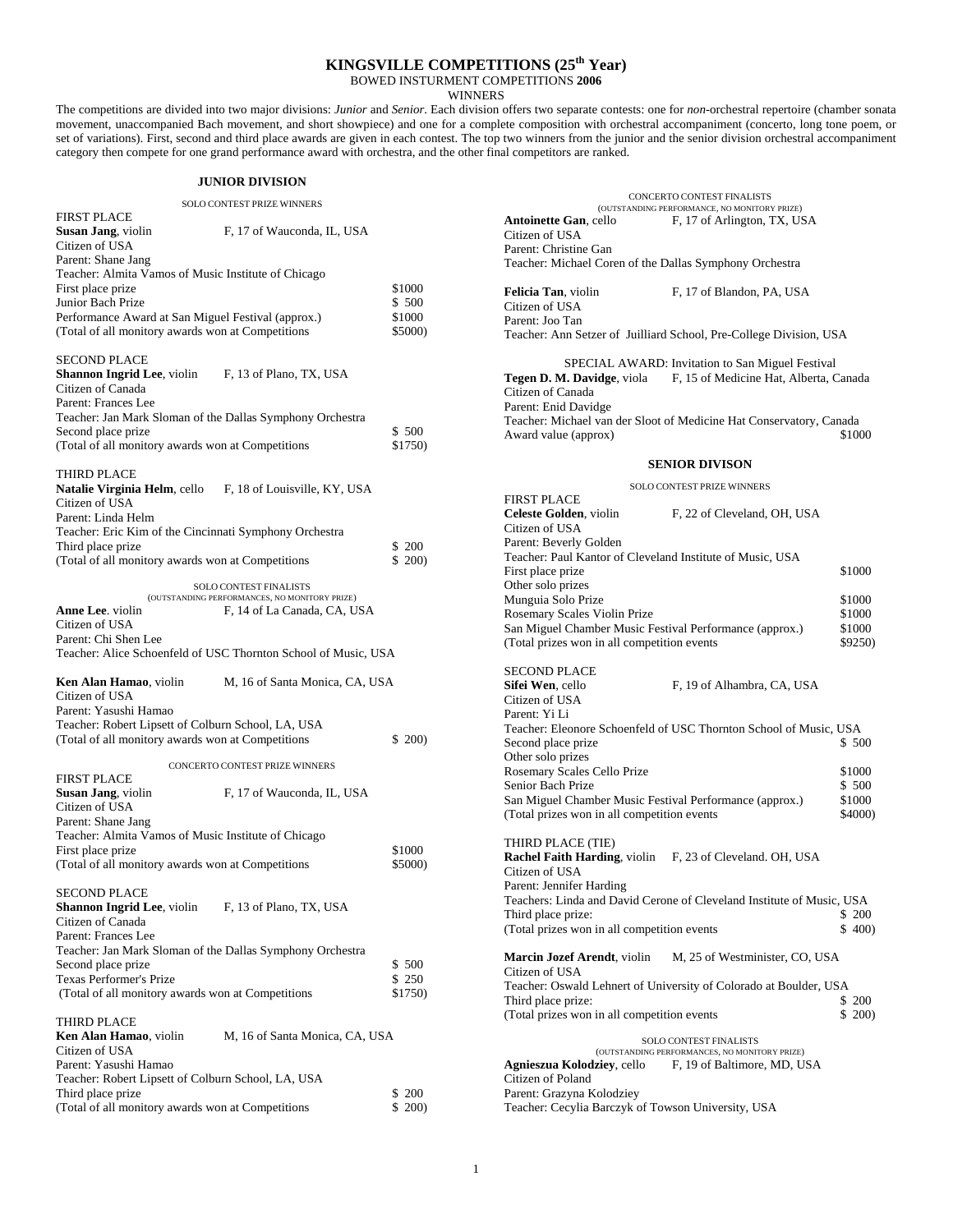# KINGSVILLE COMPETITIONS (25th Year)

BOWED INSTURMENT COMPETITIONS **2006**

WINNERS

The competitions are divided into two major divisions: *Junior* and *Senior*. Each division offers two separate contests: one for *non*-orchestral repertoire (chamber sonata movement, unaccompanied Bach movement, and short showpiece) and one for a complete composition with orchestral accompaniment (concerto, long tone poem, or set of variations). First, second and third place awards are given in each contest. The top two winners from the junior and the senior division orchestral accompaniment category then compete for one grand performance award with orchestra, and the other final competitors are ranked.

## JUNIOR DIVISION

### SOLO CONTEST PRIZE WINNERS

FIRST PLACE
**Susan Jang**, violin — F, 17 of Wauconda, IL, USA
Citizen of USA
Parent: Shane Jang
Teacher: Almita Vamos of Music Institute of Chicago

| | |
|---|---|
| First place prize | $1000 |
| Junior Bach Prize | $ 500 |
| Performance Award at San Miguel Festival (approx.) | $1000 |
| (Total of all monitory awards won at Competitions | $5000) |

SECOND PLACE
**Shannon Ingrid Lee**, violin — F, 13 of Plano, TX, USA
Citizen of Canada
Parent: Frances Lee
Teacher: Jan Mark Sloman of the Dallas Symphony Orchestra

| | |
|---|---|
| Second place prize | $ 500 |
| (Total of all monitory awards won at Competitions | $1750) |

THIRD PLACE
**Natalie Virginia Helm**, cello — F, 18 of Louisville, KY, USA
Citizen of USA
Parent: Linda Helm
Teacher: Eric Kim of the Cincinnati Symphony Orchestra

| | |
|---|---|
| Third place prize | $ 200 |
| (Total of all monitory awards won at Competitions | $ 200) |

### SOLO CONTEST FINALISTS
(OUTSTANDING PERFORMANCES, NO MONITORY PRIZE)

**Anne Lee**. violin — F, 14 of La Canada, CA, USA
Citizen of USA
Parent: Chi Shen Lee
Teacher: Alice Schoenfeld of USC Thornton School of Music, USA

**Ken Alan Hamao**, violin — M, 16 of Santa Monica, CA, USA
Citizen of USA
Parent: Yasushi Hamao
Teacher: Robert Lipsett of Colburn School, LA, USA
(Total of all monitory awards won at Competitions — $ 200)

### CONCERTO CONTEST PRIZE WINNERS

FIRST PLACE
**Susan Jang**, violin — F, 17 of Wauconda, IL, USA
Citizen of USA
Parent: Shane Jang
Teacher: Almita Vamos of Music Institute of Chicago

| | |
|---|---|
| First place prize | $1000 |
| (Total of all monitory awards won at Competitions | $5000) |

SECOND PLACE
**Shannon Ingrid Lee**, violin — F, 13 of Plano, TX, USA
Citizen of Canada
Parent: Frances Lee
Teacher: Jan Mark Sloman of the Dallas Symphony Orchestra

| | |
|---|---|
| Second place prize | $ 500 |
| Texas Performer's Prize | $ 250 |
| (Total of all monitory awards won at Competitions | $1750) |

THIRD PLACE
**Ken Alan Hamao**, violin — M, 16 of Santa Monica, CA, USA
Citizen of USA
Parent: Yasushi Hamao
Teacher: Robert Lipsett of Colburn School, LA, USA

| | |
|---|---|
| Third place prize | $ 200 |
| (Total of all monitory awards won at Competitions | $ 200) |

### CONCERTO CONTEST FINALISTS
(OUTSTANDING PERFORMANCE, NO MONITORY PRIZE)

**Antoinette Gan**, cello — F, 17 of Arlington, TX, USA
Citizen of USA
Parent: Christine Gan
Teacher: Michael Coren of the Dallas Symphony Orchestra

**Felicia Tan**, violin — F, 17 of Blandon, PA, USA
Citizen of USA
Parent: Joo Tan
Teacher: Ann Setzer of Juilliard School, Pre-College Division, USA

### SPECIAL AWARD: Invitation to San Miguel Festival

**Tegen D. M. Davidge**, viola — F, 15 of Medicine Hat, Alberta, Canada
Citizen of Canada
Parent: Enid Davidge
Teacher: Michael van der Sloot of Medicine Hat Conservatory, Canada
Award value (approx) — $1000

## SENIOR DIVISON

### SOLO CONTEST PRIZE WINNERS

FIRST PLACE
**Celeste Golden**, violin — F, 22 of Cleveland, OH, USA
Citizen of USA
Parent: Beverly Golden
Teacher: Paul Kantor of Cleveland Institute of Music, USA

| | |
|---|---|
| First place prize | $1000 |
| Other solo prizes | |
| Munguia Solo Prize | $1000 |
| Rosemary Scales Violin Prize | $1000 |
| San Miguel Chamber Music Festival Performance (approx.) | $1000 |
| (Total prizes won in all competition events | $9250) |

SECOND PLACE
**Sifei Wen**, cello — F, 19 of Alhambra, CA, USA
Citizen of USA
Parent: Yi Li
Teacher: Eleonore Schoenfeld of USC Thornton School of Music, USA

| | |
|---|---|
| Second place prize | $ 500 |
| Other solo prizes | |
| Rosemary Scales Cello Prize | $1000 |
| Senior Bach Prize | $ 500 |
| San Miguel Chamber Music Festival Performance (approx.) | $1000 |
| (Total prizes won in all competition events | $4000) |

THIRD PLACE (TIE)
**Rachel Faith Harding**, violin — F, 23 of Cleveland. OH, USA
Citizen of USA
Parent: Jennifer Harding
Teachers: Linda and David Cerone of Cleveland Institute of Music, USA

| | |
|---|---|
| Third place prize: | $ 200 |
| (Total prizes won in all competition events | $ 400) |

**Marcin Jozef Arendt**, violin — M, 25 of Westminister, CO, USA
Citizen of USA
Teacher: Oswald Lehnert of University of Colorado at Boulder, USA

| | |
|---|---|
| Third place prize: | $ 200 |
| (Total prizes won in all competition events | $ 200) |

### SOLO CONTEST FINALISTS
(OUTSTANDING PERFORMANCES, NO MONITORY PRIZE)

**Agnieszua Kolodziey**, cello — F, 19 of Baltimore, MD, USA
Citizen of Poland
Parent: Grazyna Kolodziey
Teacher: Cecylia Barczyk of Towson University, USA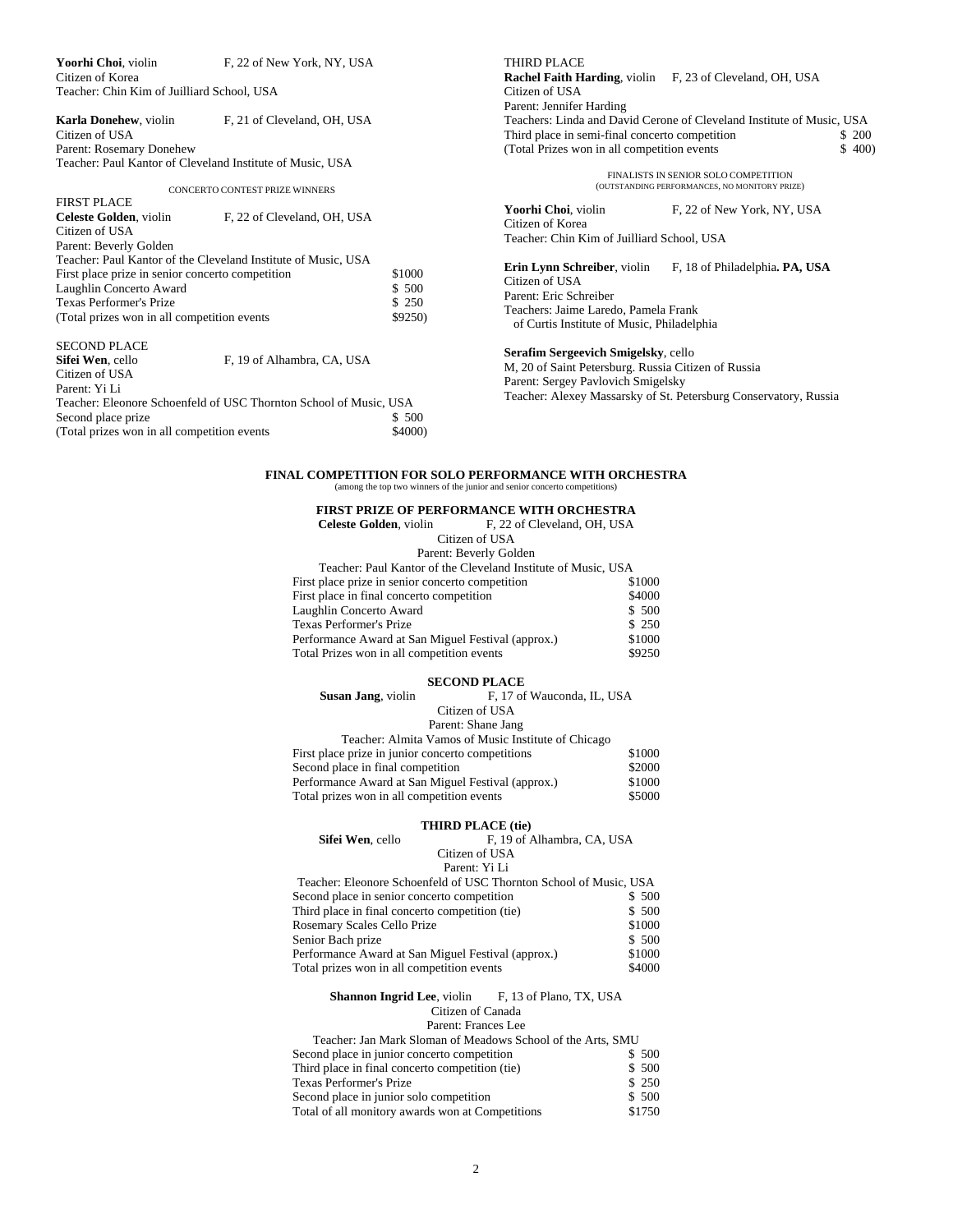**Yoorhi Choi**, violin F, 22 of New York, NY, USA
Citizen of Korea
Teacher: Chin Kim of Juilliard School, USA

**Karla Donehew**, violin F, 21 of Cleveland, OH, USA
Citizen of USA
Parent: Rosemary Donehew
Teacher: Paul Kantor of Cleveland Institute of Music, USA

CONCERTO CONTEST PRIZE WINNERS

FIRST PLACE
**Celeste Golden**, violin F, 22 of Cleveland, OH, USA
Citizen of USA
Parent: Beverly Golden
Teacher: Paul Kantor of the Cleveland Institute of Music, USA

| | |
|---|---|
| First place prize in senior concerto competition | $1000 |
| Laughlin Concerto Award | $ 500 |
| Texas Performer's Prize | $ 250 |
| (Total prizes won in all competition events | $9250) |

SECOND PLACE
**Sifei Wen**, cello F, 19 of Alhambra, CA, USA
Citizen of USA
Parent: Yi Li
Teacher: Eleonore Schoenfeld of USC Thornton School of Music, USA

| | |
|---|---|
| Second place prize | $ 500 |
| (Total prizes won in all competition events | $4000) |

THIRD PLACE
**Rachel Faith Harding**, violin F, 23 of Cleveland, OH, USA
Citizen of USA
Parent: Jennifer Harding
Teachers: Linda and David Cerone of Cleveland Institute of Music, USA

| | |
|---|---|
| Third place in semi-final concerto competition | $ 200 |
| (Total Prizes won in all competition events | $ 400) |

FINALISTS IN SENIOR SOLO COMPETITION
(OUTSTANDING PERFORMANCES, NO MONITORY PRIZE)

**Yoorhi Choi**, violin F, 22 of New York, NY, USA
Citizen of Korea
Teacher: Chin Kim of Juilliard School, USA

**Erin Lynn Schreiber**, violin F, 18 of Philadelphia**. PA, USA**
Citizen of USA
Parent: Eric Schreiber
Teachers: Jaime Laredo, Pamela Frank
of Curtis Institute of Music, Philadelphia

**Serafim Sergeevich Smigelsky**, cello
M, 20 of Saint Petersburg. Russia Citizen of Russia
Parent: Sergey Pavlovich Smigelsky
Teacher: Alexey Massarsky of St. Petersburg Conservatory, Russia

## FINAL COMPETITION FOR SOLO PERFORMANCE WITH ORCHESTRA

(among the top two winners of the junior and senior concerto competitions)

### FIRST PRIZE OF PERFORMANCE WITH ORCHESTRA

**Celeste Golden**, violin F, 22 of Cleveland, OH, USA
Citizen of USA
Parent: Beverly Golden
Teacher: Paul Kantor of the Cleveland Institute of Music, USA

| | |
|---|---|
| First place prize in senior concerto competition | $1000 |
| First place in final concerto competition | $4000 |
| Laughlin Concerto Award | $ 500 |
| Texas Performer's Prize | $ 250 |
| Performance Award at San Miguel Festival (approx.) | $1000 |
| Total Prizes won in all competition events | $9250 |

### SECOND PLACE

**Susan Jang**, violin F, 17 of Wauconda, IL, USA
Citizen of USA
Parent: Shane Jang
Teacher: Almita Vamos of Music Institute of Chicago

| | |
|---|---|
| First place prize in junior concerto competitions | $1000 |
| Second place in final competition | $2000 |
| Performance Award at San Miguel Festival (approx.) | $1000 |
| Total prizes won in all competition events | $5000 |

### THIRD PLACE (tie)

**Sifei Wen**, cello F, 19 of Alhambra, CA, USA
Citizen of USA
Parent: Yi Li
Teacher: Eleonore Schoenfeld of USC Thornton School of Music, USA

| | |
|---|---|
| Second place in senior concerto competition | $ 500 |
| Third place in final concerto competition (tie) | $ 500 |
| Rosemary Scales Cello Prize | $1000 |
| Senior Bach prize | $ 500 |
| Performance Award at San Miguel Festival (approx.) | $1000 |
| Total prizes won in all competition events | $4000 |

**Shannon Ingrid Lee**, violin F, 13 of Plano, TX, USA
Citizen of Canada
Parent: Frances Lee
Teacher: Jan Mark Sloman of Meadows School of the Arts, SMU

| | |
|---|---|
| Second place in junior concerto competition | $ 500 |
| Third place in final concerto competition (tie) | $ 500 |
| Texas Performer's Prize | $ 250 |
| Second place in junior solo competition | $ 500 |
| Total of all monitory awards won at Competitions | $1750 |